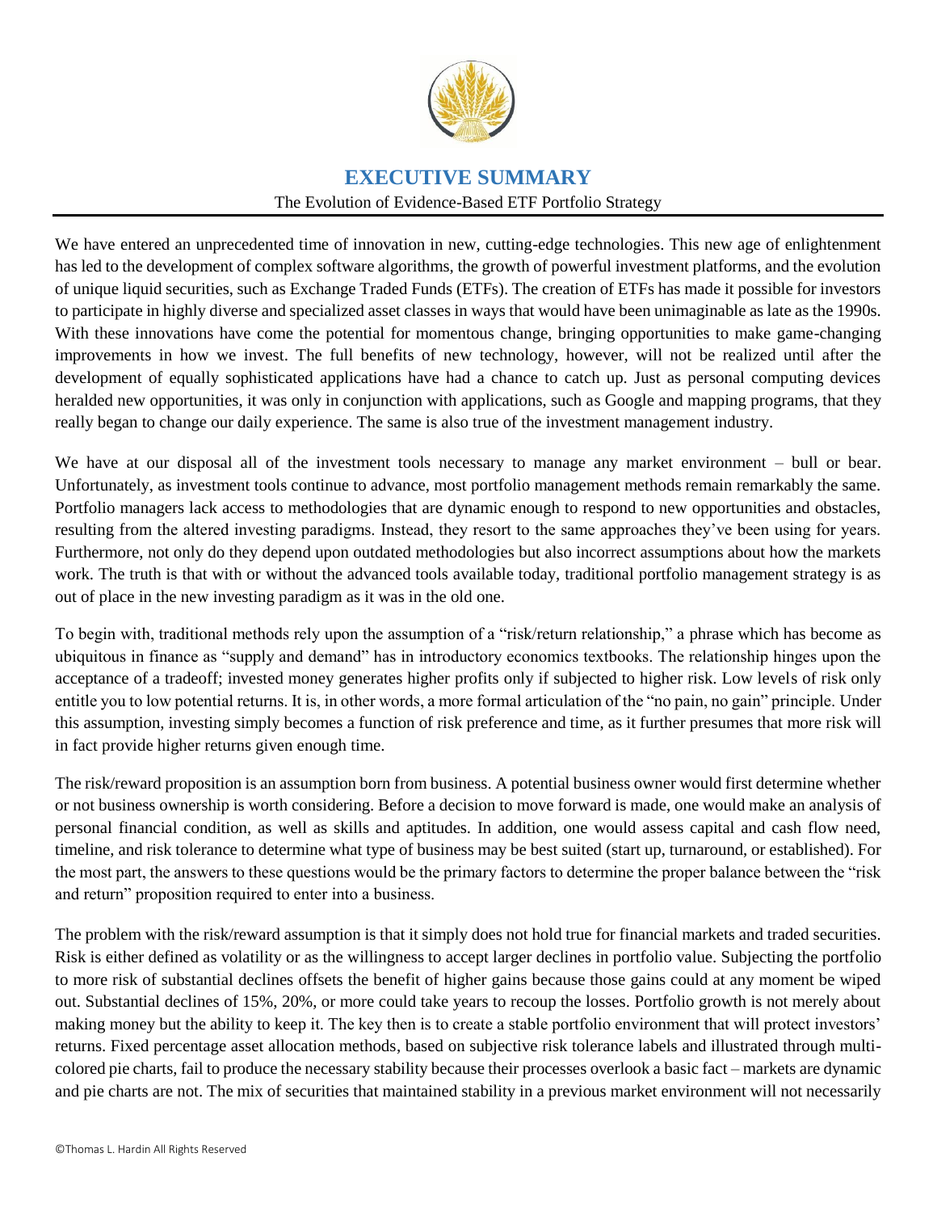# EXECUTIVE SUMMARY

The Evolution of Evidence-Based ETF Portfolio Strategy

We have entered an unprecedented time of innovation in new, cutting-edge technologies. This new age of enlightenment has led to the development of complex software algorithms, the growth of powerful investment platforms, and the evolution of unique liquid securities, such as Exchange Traded Funds (ETFs). The creation of ETFs has made it possible for investors to participate in highly diverse and specialized asset classes in ways that would have been unimaginable as late as the 1990s. With these innovations have come the potential for momentous change, bringing opportunities to make game-changing improvements in how we invest. The full benefits of new technology, however, will not be realized until after the development of equally sophisticated applications have had a chance to catch up. Just as personal computing devices heralded new opportunities, it was only in conjunction with applications, such as Google and mapping programs, that they really began to change our daily experience. The same is also true of the investment management industry.

We have at our disposal all of the investment tools necessary to manage any market environment – bull or bear. Unfortunately, as investment tools continue to advance, most portfolio management methods remain remarkably the same. Portfolio managers lack access to methodologies that are dynamic enough to respond to new opportunities and obstacles, resulting from the altered investing paradigms. Instead, they resort to the same approaches they've been using for years. Furthermore, not only do they depend upon outdated methodologies but also incorrect assumptions about how the markets work. The truth is that with or without the advanced tools available today, traditional portfolio management strategy is as out of place in the new investing paradigm as it was in the old one.

To begin with, traditional methods rely upon the assumption of a "risk/return relationship," a phrase which has become as ubiquitous in finance as "supply and demand" has in introductory economics textbooks. The relationship hinges upon the acceptance of a tradeoff; invested money generates higher profits only if subjected to higher risk. Low levels of risk only entitle you to low potential returns. It is, in other words, a more formal articulation of the "no pain, no gain" principle. Under this assumption, investing simply becomes a function of risk preference and time, as it further presumes that more risk will in fact provide higher returns given enough time.

The risk/reward proposition is an assumption born from business. A potential business owner would first determine whether or not business ownership is worth considering. Before a decision to move forward is made, one would make an analysis of personal financial condition, as well as skills and aptitudes. In addition, one would assess capital and cash flow need, timeline, and risk tolerance to determine what type of business may be best suited (start up, turnaround, or established). For the most part, the answers to these questions would be the primary factors to determine the proper balance between the "risk and return" proposition required to enter into a business.

The problem with the risk/reward assumption is that it simply does not hold true for financial markets and traded securities. Risk is either defined as volatility or as the willingness to accept larger declines in portfolio value. Subjecting the portfolio to more risk of substantial declines offsets the benefit of higher gains because those gains could at any moment be wiped out. Substantial declines of 15%, 20%, or more could take years to recoup the losses. Portfolio growth is not merely about making money but the ability to keep it. The key then is to create a stable portfolio environment that will protect investors' returns. Fixed percentage asset allocation methods, based on subjective risk tolerance labels and illustrated through multi-colored pie charts, fail to produce the necessary stability because their processes overlook a basic fact – markets are dynamic and pie charts are not. The mix of securities that maintained stability in a previous market environment will not necessarily

©Thomas L. Hardin All Rights Reserved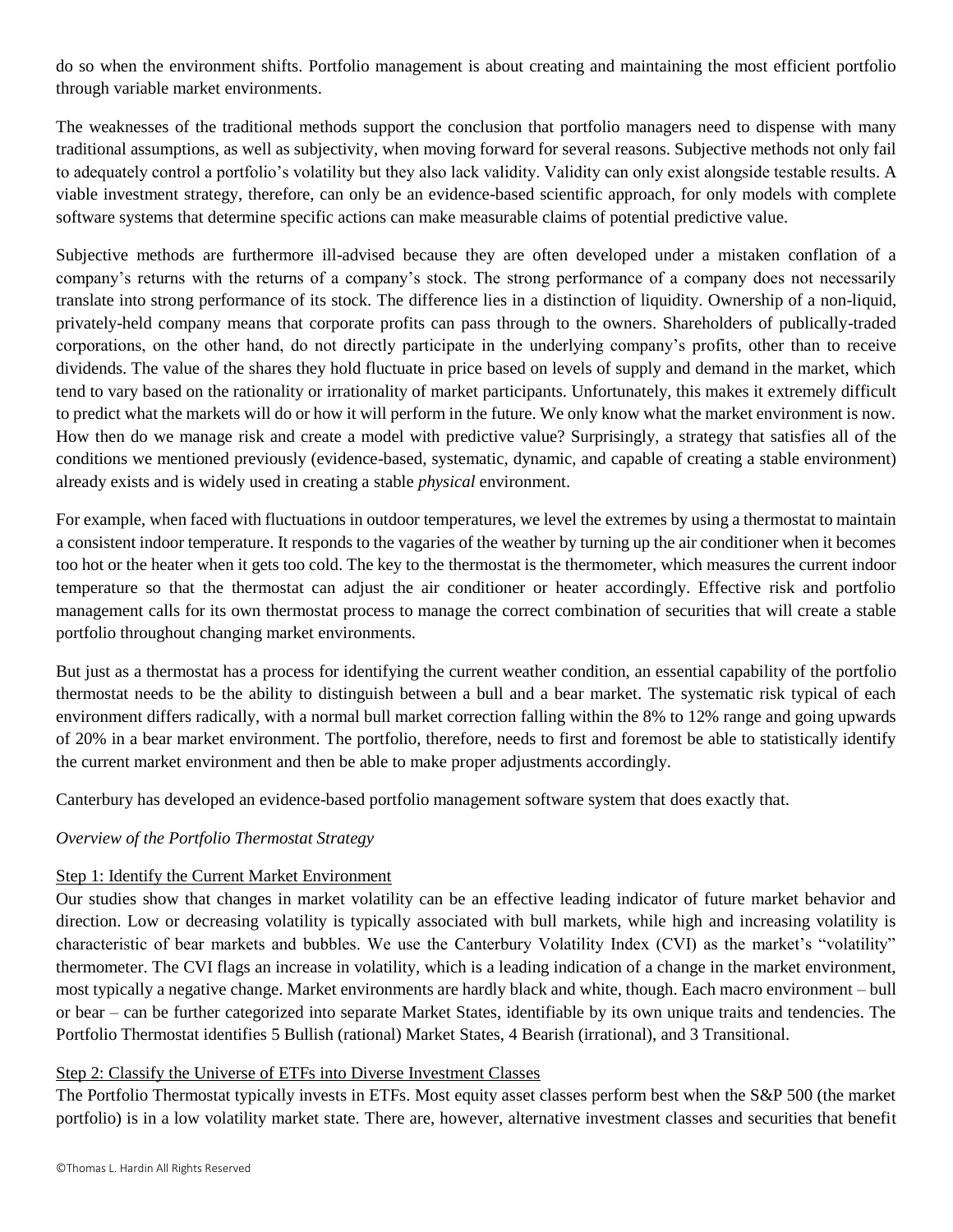do so when the environment shifts. Portfolio management is about creating and maintaining the most efficient portfolio through variable market environments.

The weaknesses of the traditional methods support the conclusion that portfolio managers need to dispense with many traditional assumptions, as well as subjectivity, when moving forward for several reasons. Subjective methods not only fail to adequately control a portfolio's volatility but they also lack validity. Validity can only exist alongside testable results. A viable investment strategy, therefore, can only be an evidence-based scientific approach, for only models with complete software systems that determine specific actions can make measurable claims of potential predictive value.

Subjective methods are furthermore ill-advised because they are often developed under a mistaken conflation of a company's returns with the returns of a company's stock. The strong performance of a company does not necessarily translate into strong performance of its stock. The difference lies in a distinction of liquidity. Ownership of a non-liquid, privately-held company means that corporate profits can pass through to the owners. Shareholders of publically-traded corporations, on the other hand, do not directly participate in the underlying company's profits, other than to receive dividends. The value of the shares they hold fluctuate in price based on levels of supply and demand in the market, which tend to vary based on the rationality or irrationality of market participants. Unfortunately, this makes it extremely difficult to predict what the markets will do or how it will perform in the future. We only know what the market environment is now. How then do we manage risk and create a model with predictive value? Surprisingly, a strategy that satisfies all of the conditions we mentioned previously (evidence-based, systematic, dynamic, and capable of creating a stable environment) already exists and is widely used in creating a stable *physical* environment.

For example, when faced with fluctuations in outdoor temperatures, we level the extremes by using a thermostat to maintain a consistent indoor temperature. It responds to the vagaries of the weather by turning up the air conditioner when it becomes too hot or the heater when it gets too cold. The key to the thermostat is the thermometer, which measures the current indoor temperature so that the thermostat can adjust the air conditioner or heater accordingly. Effective risk and portfolio management calls for its own thermostat process to manage the correct combination of securities that will create a stable portfolio throughout changing market environments.

But just as a thermostat has a process for identifying the current weather condition, an essential capability of the portfolio thermostat needs to be the ability to distinguish between a bull and a bear market. The systematic risk typical of each environment differs radically, with a normal bull market correction falling within the 8% to 12% range and going upwards of 20% in a bear market environment. The portfolio, therefore, needs to first and foremost be able to statistically identify the current market environment and then be able to make proper adjustments accordingly.

Canterbury has developed an evidence-based portfolio management software system that does exactly that.

*Overview of the Portfolio Thermostat Strategy*

<u>Step 1: Identify the Current Market Environment</u>

Our studies show that changes in market volatility can be an effective leading indicator of future market behavior and direction. Low or decreasing volatility is typically associated with bull markets, while high and increasing volatility is characteristic of bear markets and bubbles. We use the Canterbury Volatility Index (CVI) as the market's "volatility" thermometer. The CVI flags an increase in volatility, which is a leading indication of a change in the market environment, most typically a negative change. Market environments are hardly black and white, though. Each macro environment – bull or bear – can be further categorized into separate Market States, identifiable by its own unique traits and tendencies. The Portfolio Thermostat identifies 5 Bullish (rational) Market States, 4 Bearish (irrational), and 3 Transitional.

<u>Step 2: Classify the Universe of ETFs into Diverse Investment Classes</u>

The Portfolio Thermostat typically invests in ETFs. Most equity asset classes perform best when the S&P 500 (the market portfolio) is in a low volatility market state. There are, however, alternative investment classes and securities that benefit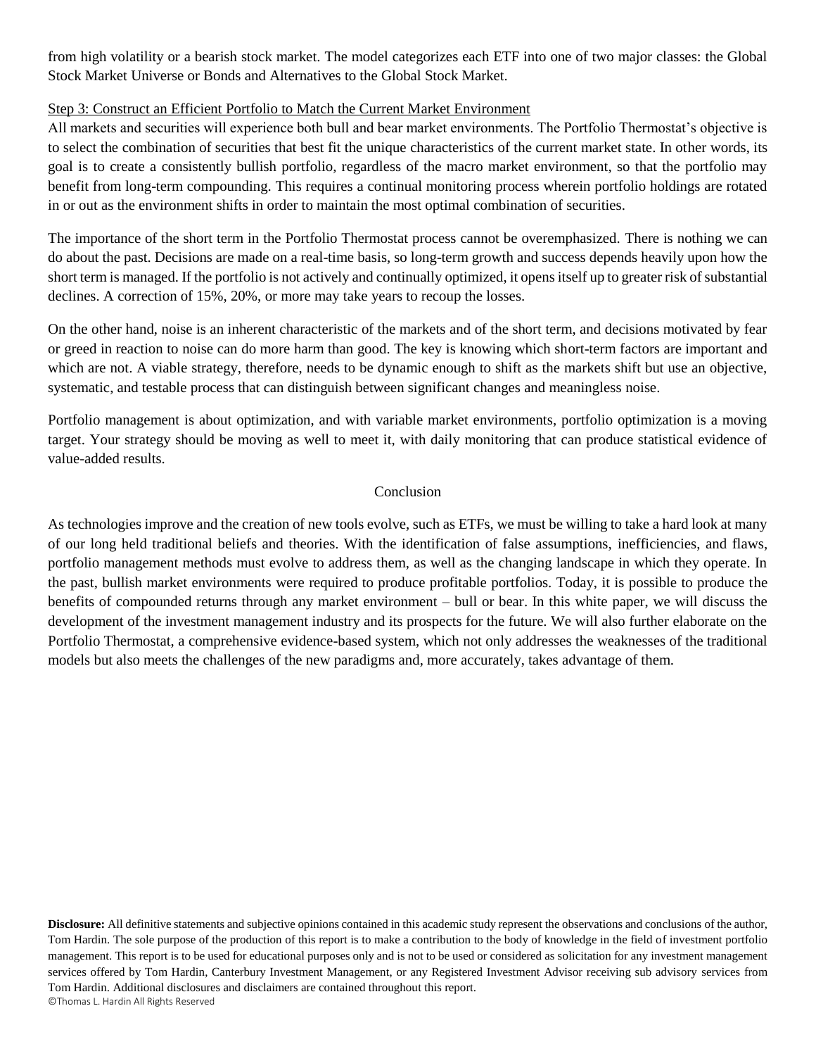from high volatility or a bearish stock market. The model categorizes each ETF into one of two major classes: the Global Stock Market Universe or Bonds and Alternatives to the Global Stock Market.

Step 3: Construct an Efficient Portfolio to Match the Current Market Environment

All markets and securities will experience both bull and bear market environments. The Portfolio Thermostat's objective is to select the combination of securities that best fit the unique characteristics of the current market state. In other words, its goal is to create a consistently bullish portfolio, regardless of the macro market environment, so that the portfolio may benefit from long-term compounding. This requires a continual monitoring process wherein portfolio holdings are rotated in or out as the environment shifts in order to maintain the most optimal combination of securities.

The importance of the short term in the Portfolio Thermostat process cannot be overemphasized. There is nothing we can do about the past. Decisions are made on a real-time basis, so long-term growth and success depends heavily upon how the short term is managed. If the portfolio is not actively and continually optimized, it opens itself up to greater risk of substantial declines. A correction of 15%, 20%, or more may take years to recoup the losses.

On the other hand, noise is an inherent characteristic of the markets and of the short term, and decisions motivated by fear or greed in reaction to noise can do more harm than good. The key is knowing which short-term factors are important and which are not. A viable strategy, therefore, needs to be dynamic enough to shift as the markets shift but use an objective, systematic, and testable process that can distinguish between significant changes and meaningless noise.

Portfolio management is about optimization, and with variable market environments, portfolio optimization is a moving target. Your strategy should be moving as well to meet it, with daily monitoring that can produce statistical evidence of value-added results.

## Conclusion

As technologies improve and the creation of new tools evolve, such as ETFs, we must be willing to take a hard look at many of our long held traditional beliefs and theories. With the identification of false assumptions, inefficiencies, and flaws, portfolio management methods must evolve to address them, as well as the changing landscape in which they operate. In the past, bullish market environments were required to produce profitable portfolios. Today, it is possible to produce the benefits of compounded returns through any market environment – bull or bear. In this white paper, we will discuss the development of the investment management industry and its prospects for the future. We will also further elaborate on the Portfolio Thermostat, a comprehensive evidence-based system, which not only addresses the weaknesses of the traditional models but also meets the challenges of the new paradigms and, more accurately, takes advantage of them.

**Disclosure:** All definitive statements and subjective opinions contained in this academic study represent the observations and conclusions of the author, Tom Hardin. The sole purpose of the production of this report is to make a contribution to the body of knowledge in the field of investment portfolio management. This report is to be used for educational purposes only and is not to be used or considered as solicitation for any investment management services offered by Tom Hardin, Canterbury Investment Management, or any Registered Investment Advisor receiving sub advisory services from Tom Hardin. Additional disclosures and disclaimers are contained throughout this report.

©Thomas L. Hardin All Rights Reserved